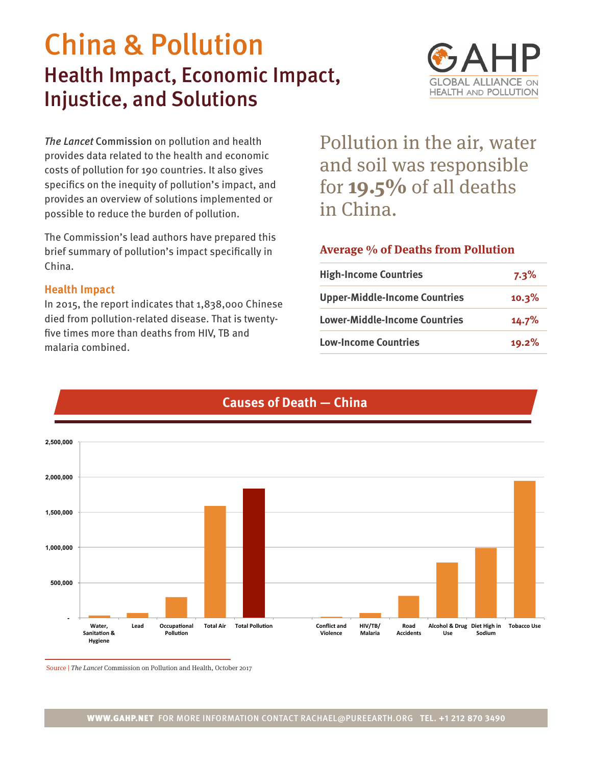# China & Pollution

## Health Impact, Economic Impact, Injustice, and Solutions

GAHP
GLOBAL ALLIANCE ON HEALTH AND POLLUTION

*The Lancet* Commission on pollution and health provides data related to the health and economic costs of pollution for 190 countries. It also gives specifics on the inequity of pollution's impact, and provides an overview of solutions implemented or possible to reduce the burden of pollution.

The Commission's lead authors have prepared this brief summary of pollution's impact specifically in China.

### Health Impact

In 2015, the report indicates that 1,838,000 Chinese died from pollution-related disease. That is twenty-five times more than deaths from HIV, TB and malaria combined.

Pollution in the air, water and soil was responsible for **19.5%** of all deaths in China.

**Average % of Deaths from Pollution**

| | |
|---|---|
| High-Income Countries | 7.3% |
| Upper-Middle-Income Countries | 10.3% |
| Lower-Middle-Income Countries | 14.7% |
| Low-Income Countries | 19.2% |

### Causes of Death — China

Source | *The Lancet* Commission on Pollution and Health, October 2017

WWW.GAHP.NET FOR MORE INFORMATION CONTACT RACHAEL@PUREEARTH.ORG TEL. +1 212 870 3490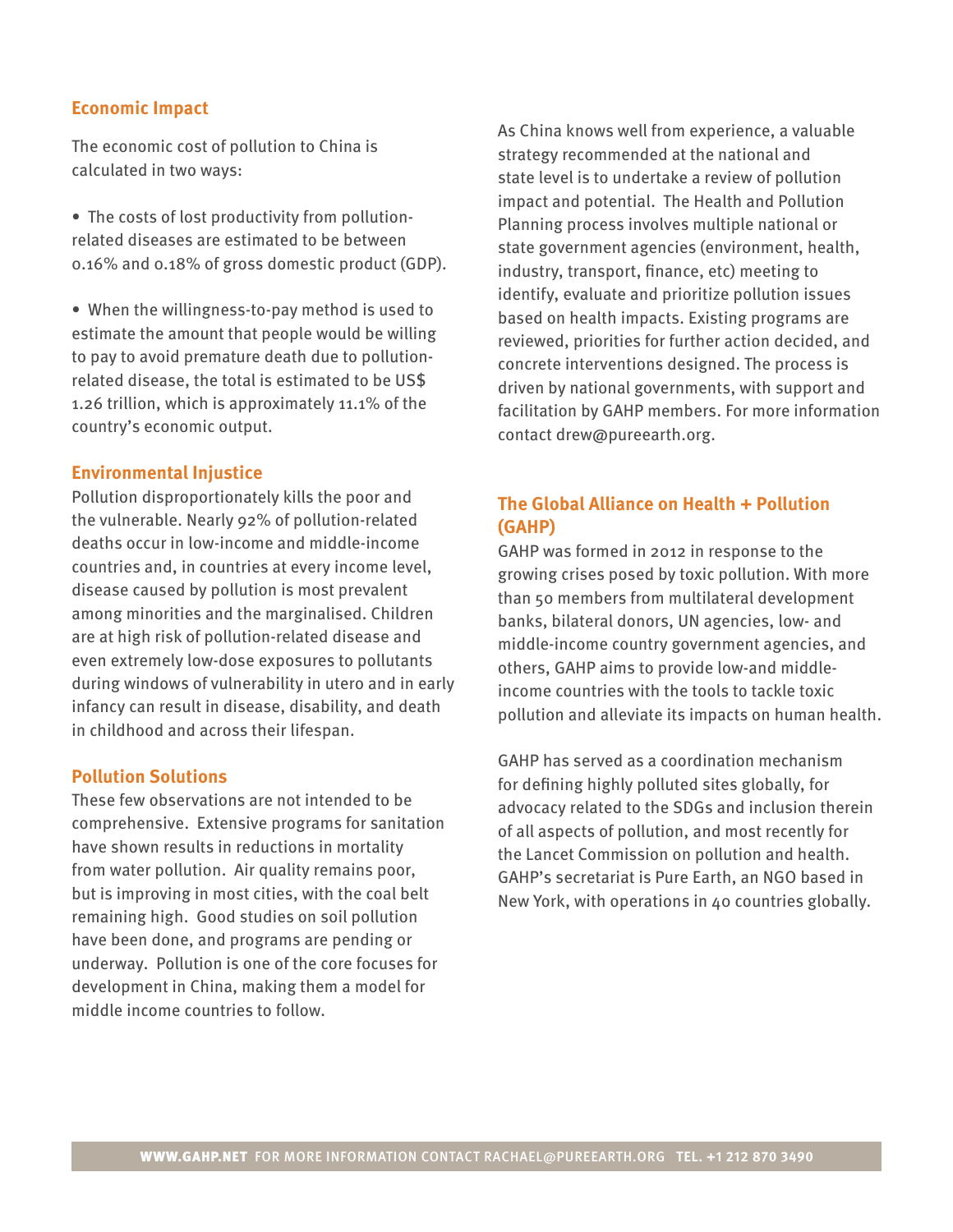## Economic Impact

The economic cost of pollution to China is calculated in two ways:

- The costs of lost productivity from pollution-related diseases are estimated to be between 0.16% and 0.18% of gross domestic product (GDP).
- When the willingness-to-pay method is used to estimate the amount that people would be willing to pay to avoid premature death due to pollution-related disease, the total is estimated to be US$ 1.26 trillion, which is approximately 11.1% of the country's economic output.

## Environmental Injustice

Pollution disproportionately kills the poor and the vulnerable. Nearly 92% of pollution-related deaths occur in low-income and middle-income countries and, in countries at every income level, disease caused by pollution is most prevalent among minorities and the marginalised. Children are at high risk of pollution-related disease and even extremely low-dose exposures to pollutants during windows of vulnerability in utero and in early infancy can result in disease, disability, and death in childhood and across their lifespan.

## Pollution Solutions

These few observations are not intended to be comprehensive. Extensive programs for sanitation have shown results in reductions in mortality from water pollution. Air quality remains poor, but is improving in most cities, with the coal belt remaining high. Good studies on soil pollution have been done, and programs are pending or underway. Pollution is one of the core focuses for development in China, making them a model for middle income countries to follow.

As China knows well from experience, a valuable strategy recommended at the national and state level is to undertake a review of pollution impact and potential. The Health and Pollution Planning process involves multiple national or state government agencies (environment, health, industry, transport, finance, etc) meeting to identify, evaluate and prioritize pollution issues based on health impacts. Existing programs are reviewed, priorities for further action decided, and concrete interventions designed. The process is driven by national governments, with support and facilitation by GAHP members. For more information contact drew@pureearth.org.

## The Global Alliance on Health + Pollution (GAHP)

GAHP was formed in 2012 in response to the growing crises posed by toxic pollution. With more than 50 members from multilateral development banks, bilateral donors, UN agencies, low- and middle-income country government agencies, and others, GAHP aims to provide low-and middle-income countries with the tools to tackle toxic pollution and alleviate its impacts on human health.

GAHP has served as a coordination mechanism for defining highly polluted sites globally, for advocacy related to the SDGs and inclusion therein of all aspects of pollution, and most recently for the Lancet Commission on pollution and health. GAHP's secretariat is Pure Earth, an NGO based in New York, with operations in 40 countries globally.

**WWW.GAHP.NET** FOR MORE INFORMATION CONTACT RACHAEL@PUREEARTH.ORG **TEL. +1 212 870 3490**